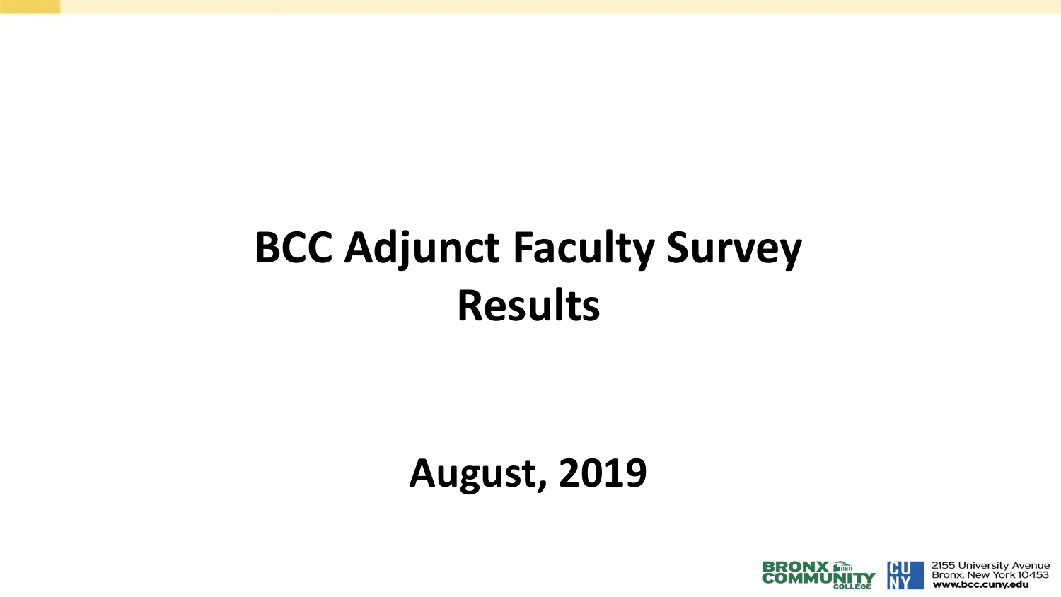# BCC Adjunct Faculty Survey Results

**August, 2019**

2155 University Avenue
Bronx, New York 10453
www.bcc.cuny.edu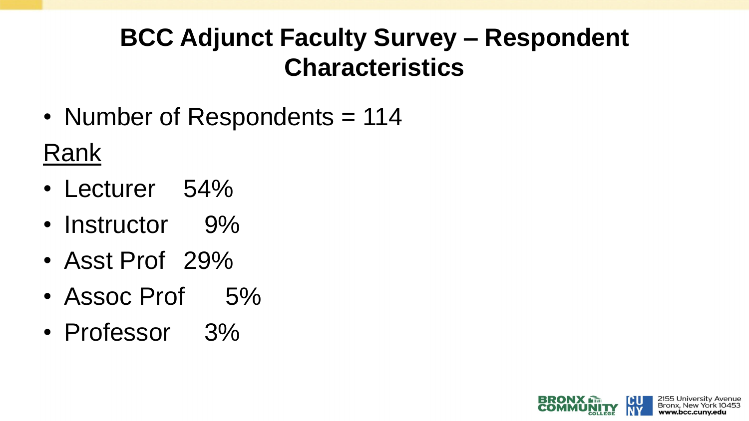# BCC Adjunct Faculty Survey – Respondent Characteristics

- Number of Respondents = 114

Rank

- Lecturer 54%
- Instructor 9%
- Asst Prof 29%
- Assoc Prof 5%
- Professor 3%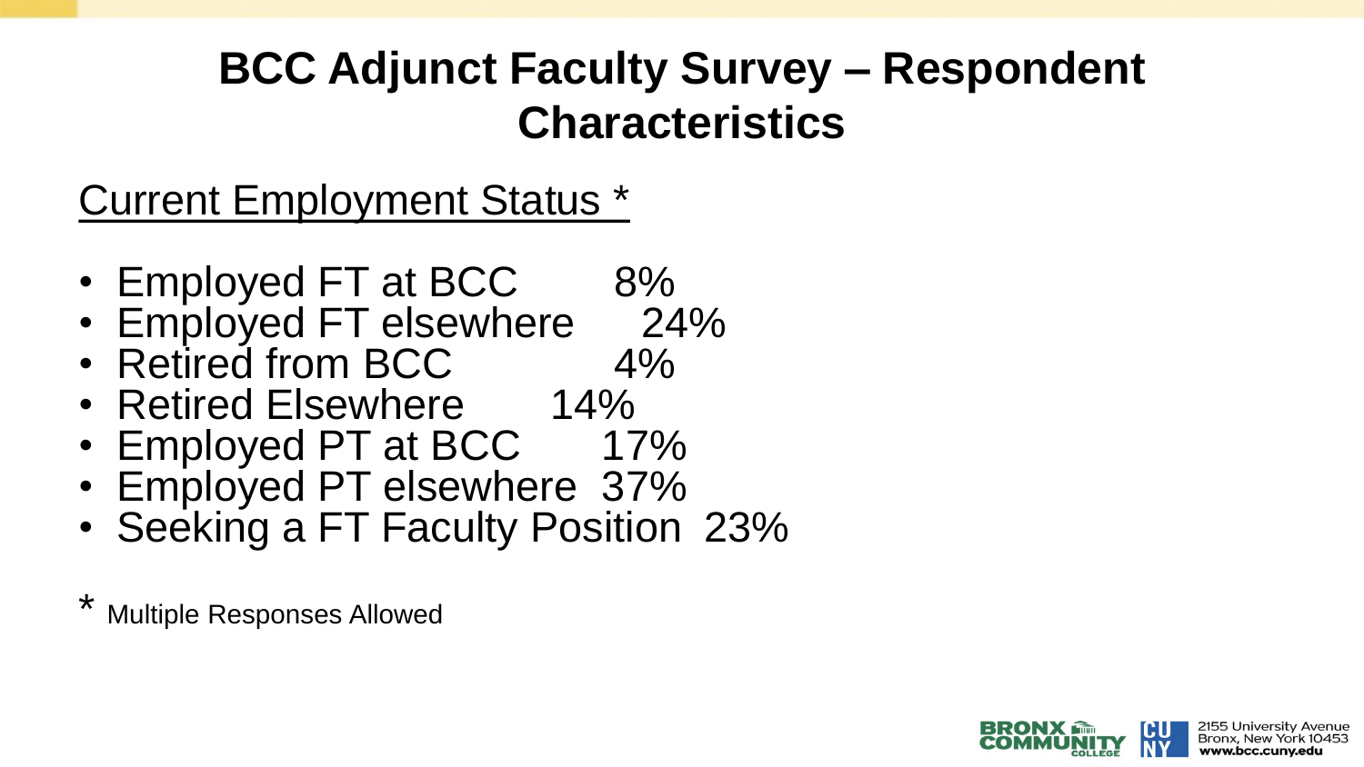# BCC Adjunct Faculty Survey – Respondent Characteristics

<u>Current Employment Status *</u>

- Employed FT at BCC 8%
- Employed FT elsewhere 24%
- Retired from BCC 4%
- Retired Elsewhere 14%
- Employed PT at BCC 17%
- Employed PT elsewhere 37%
- Seeking a FT Faculty Position 23%

* Multiple Responses Allowed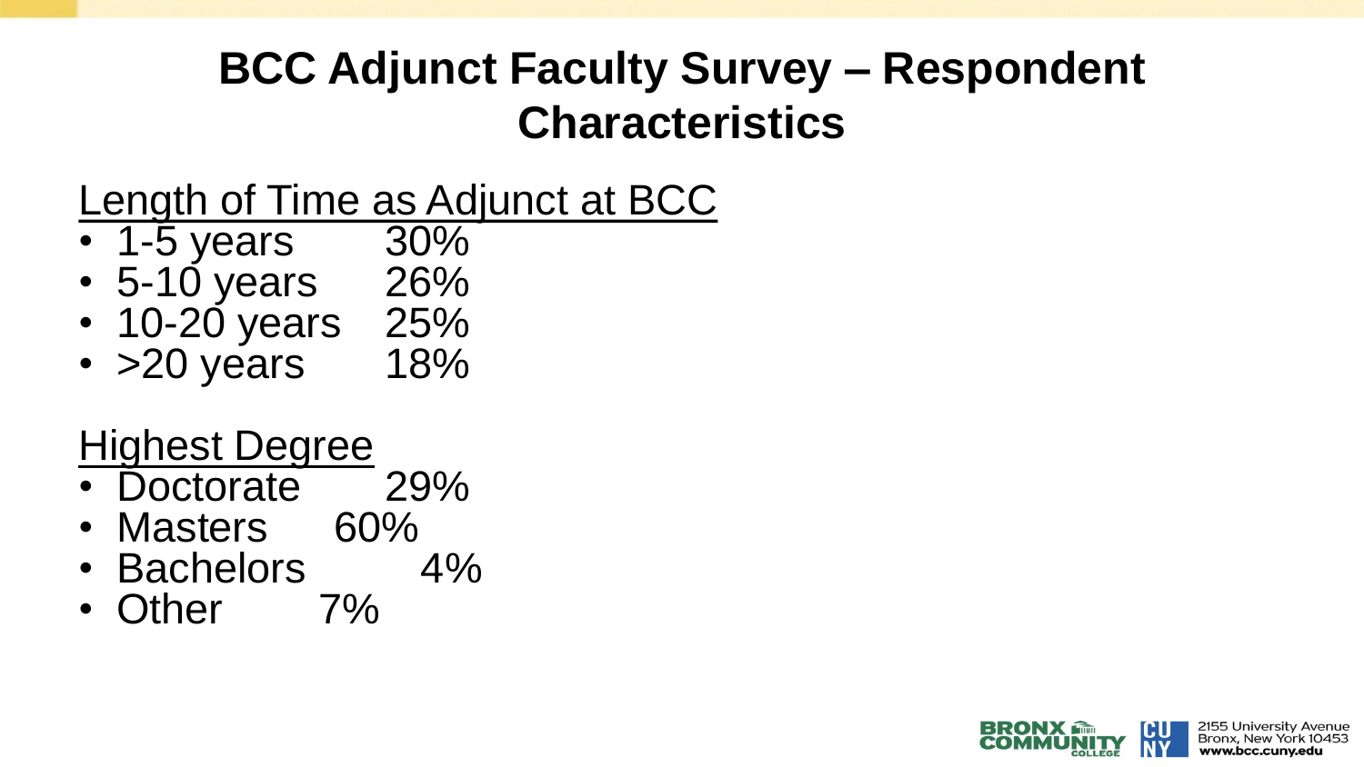# BCC Adjunct Faculty Survey – Respondent Characteristics

<u>Length of Time as Adjunct at BCC</u>

- 1-5 years 30%
- 5-10 years 26%
- 10-20 years 25%
- >20 years 18%

<u>Highest Degree</u>

- Doctorate 29%
- Masters 60%
- Bachelors 4%
- Other 7%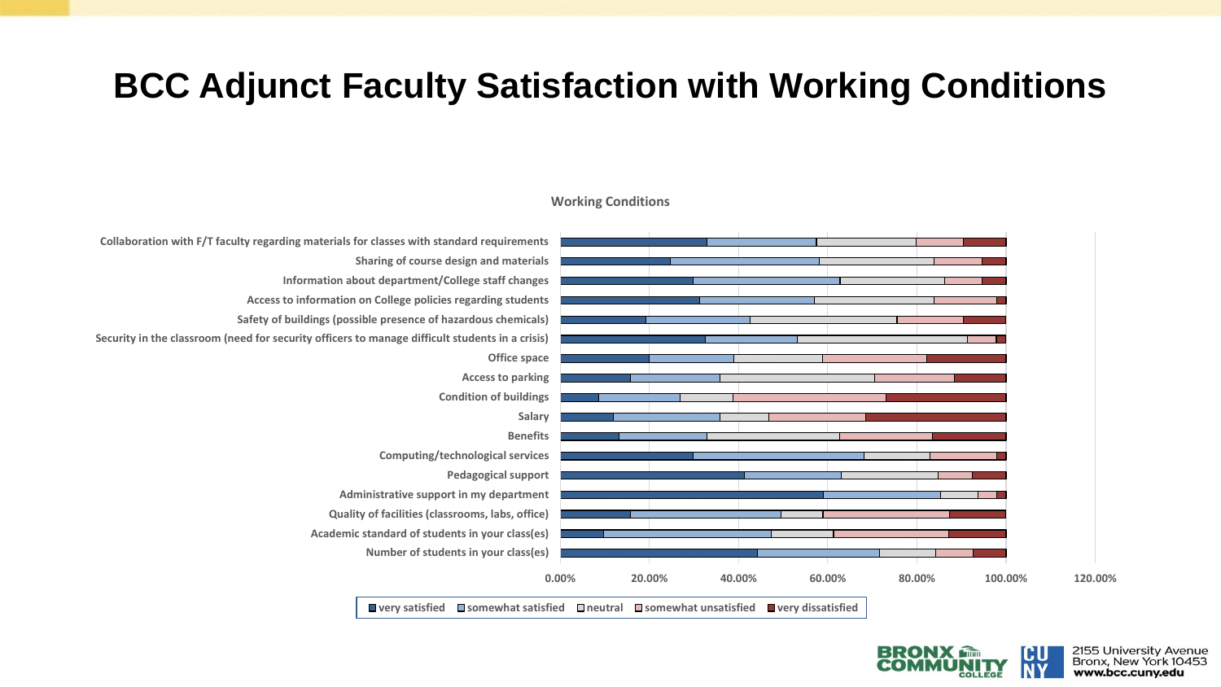# BCC Adjunct Faculty Satisfaction with Working Conditions

**Working Conditions**

Collaboration with F/T faculty regarding materials for classes with standard requirements

Sharing of course design and materials

Information about department/College staff changes

Access to information on College policies regarding students

Safety of buildings (possible presence of hazardous chemicals)

Security in the classroom (need for security officers to manage difficult students in a crisis)

Office space

Access to parking

Condition of buildings

Salary

Benefits

Computing/technological services

Pedagogical support

Administrative support in my department

Quality of facilities (classrooms, labs, office)

Academic standard of students in your class(es)

Number of students in your class(es)

0.00% 20.00% 40.00% 60.00% 80.00% 100.00% 120.00%

very satisfied | somewhat satisfied | neutral | somewhat unsatisfied | very dissatisfied

2155 University Avenue
Bronx, New York 10453
www.bcc.cuny.edu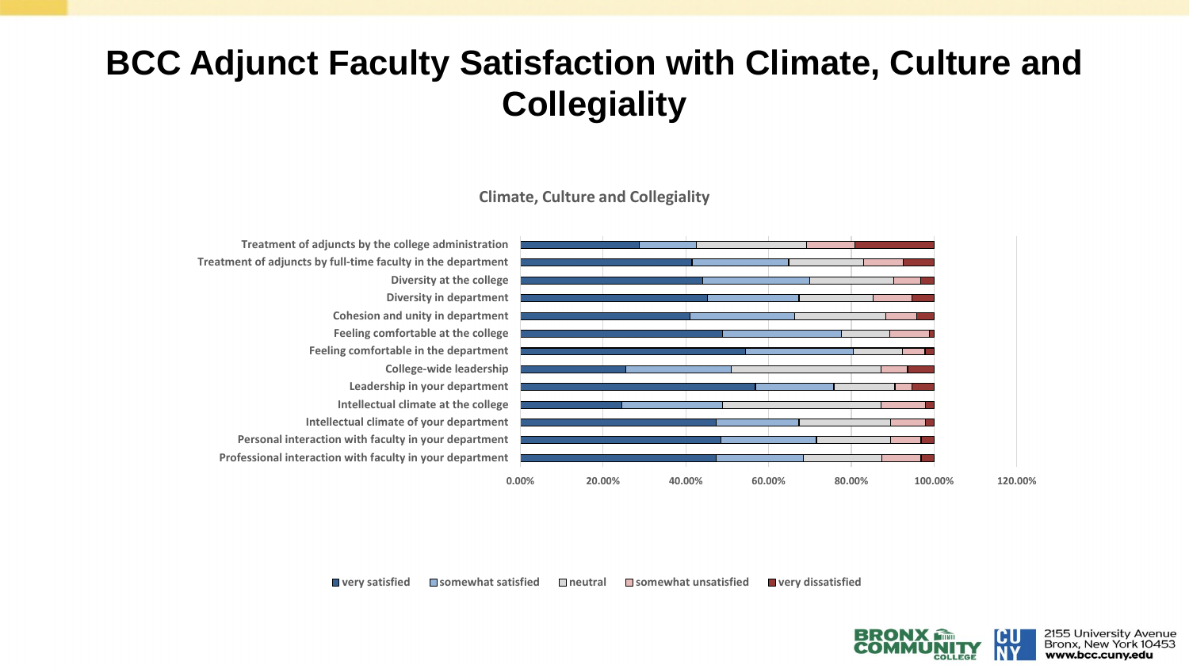# BCC Adjunct Faculty Satisfaction with Climate, Culture and Collegiality

**Climate, Culture and Collegiality**

- Treatment of adjuncts by the college administration
- Treatment of adjuncts by full-time faculty in the department
- Diversity at the college
- Diversity in department
- Cohesion and unity in department
- Feeling comfortable at the college
- Feeling comfortable in the department
- College-wide leadership
- Leadership in your department
- Intellectual climate at the college
- Intellectual climate of your department
- Personal interaction with faculty in your department
- Professional interaction with faculty in your department

0.00% 20.00% 40.00% 60.00% 80.00% 100.00% 120.00%

■ very satisfied ■ somewhat satisfied □ neutral ■ somewhat unsatisfied ■ very dissatisfied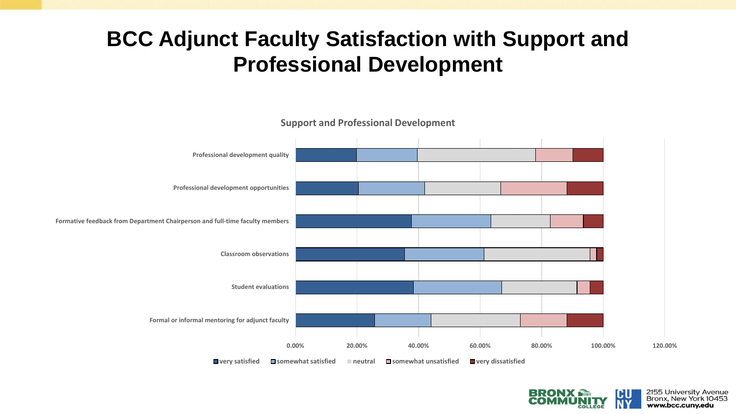# BCC Adjunct Faculty Satisfaction with Support and Professional Development

**Support and Professional Development**

Professional development quality

Professional development opportunities

Formative feedback from Department Chairperson and full-time faculty members

Classroom observations

Student evaluations

Formal or informal mentoring for adjunct faculty

0.00% 20.00% 40.00% 60.00% 80.00% 100.00% 120.00%

very satisfied | somewhat satisfied | neutral | somewhat unsatisfied | very dissatisfied

BRONX COMMUNITY COLLEGE | CUNY

2155 University Avenue
Bronx, New York 10453
www.bcc.cuny.edu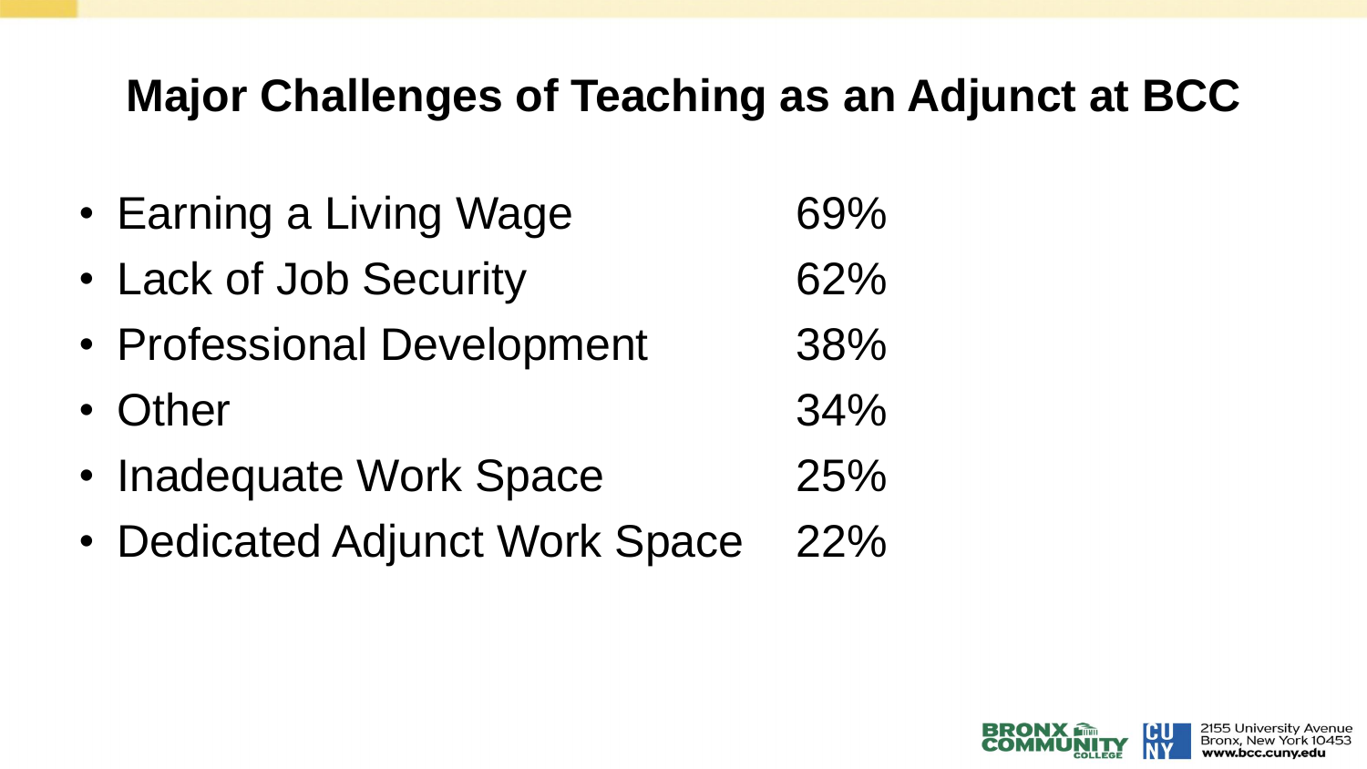# Major Challenges of Teaching as an Adjunct at BCC

- Earning a Living Wage 69%
- Lack of Job Security 62%
- Professional Development 38%
- Other 34%
- Inadequate Work Space 25%
- Dedicated Adjunct Work Space 22%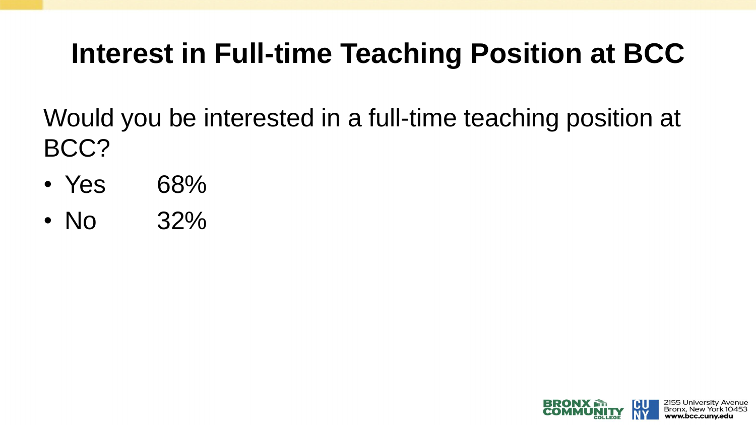# Interest in Full-time Teaching Position at BCC

Would you be interested in a full-time teaching position at BCC?

- Yes 68%
- No 32%